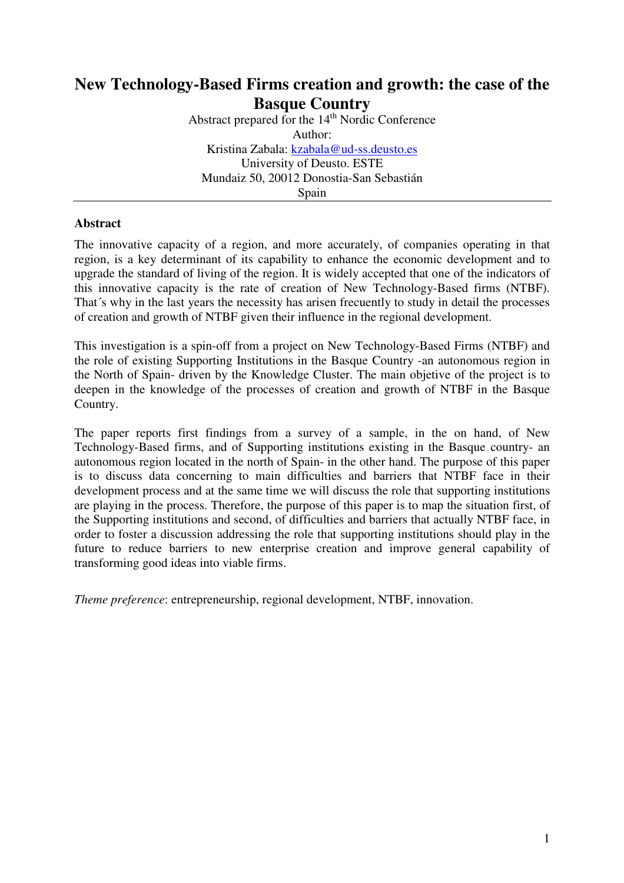# New Technology-Based Firms creation and growth: the case of the Basque Country

Abstract prepared for the 14th Nordic Conference

Author:

Kristina Zabala: kzabala@ud-ss.deusto.es

University of Deusto. ESTE

Mundaiz 50, 20012 Donostia-San Sebastián

Spain

## Abstract

The innovative capacity of a region, and more accurately, of companies operating in that region, is a key determinant of its capability to enhance the economic development and to upgrade the standard of living of the region. It is widely accepted that one of the indicators of this innovative capacity is the rate of creation of New Technology-Based firms (NTBF). That´s why in the last years the necessity has arisen frecuently to study in detail the processes of creation and growth of NTBF given their influence in the regional development.

This investigation is a spin-off from a project on New Technology-Based Firms (NTBF) and the role of existing Supporting Institutions in the Basque Country -an autonomous region in the North of Spain- driven by the Knowledge Cluster. The main objetive of the project is to deepen in the knowledge of the processes of creation and growth of NTBF in the Basque Country.

The paper reports first findings from a survey of a sample, in the on hand, of New Technology-Based firms, and of Supporting institutions existing in the Basque country- an autonomous region located in the north of Spain- in the other hand. The purpose of this paper is to discuss data concerning to main difficulties and barriers that NTBF face in their development process and at the same time we will discuss the role that supporting institutions are playing in the process. Therefore, the purpose of this paper is to map the situation first, of the Supporting institutions and second, of difficulties and barriers that actually NTBF face, in order to foster a discussion addressing the role that supporting institutions should play in the future to reduce barriers to new enterprise creation and improve general capability of transforming good ideas into viable firms.

*Theme preference*: entrepreneurship, regional development, NTBF, innovation.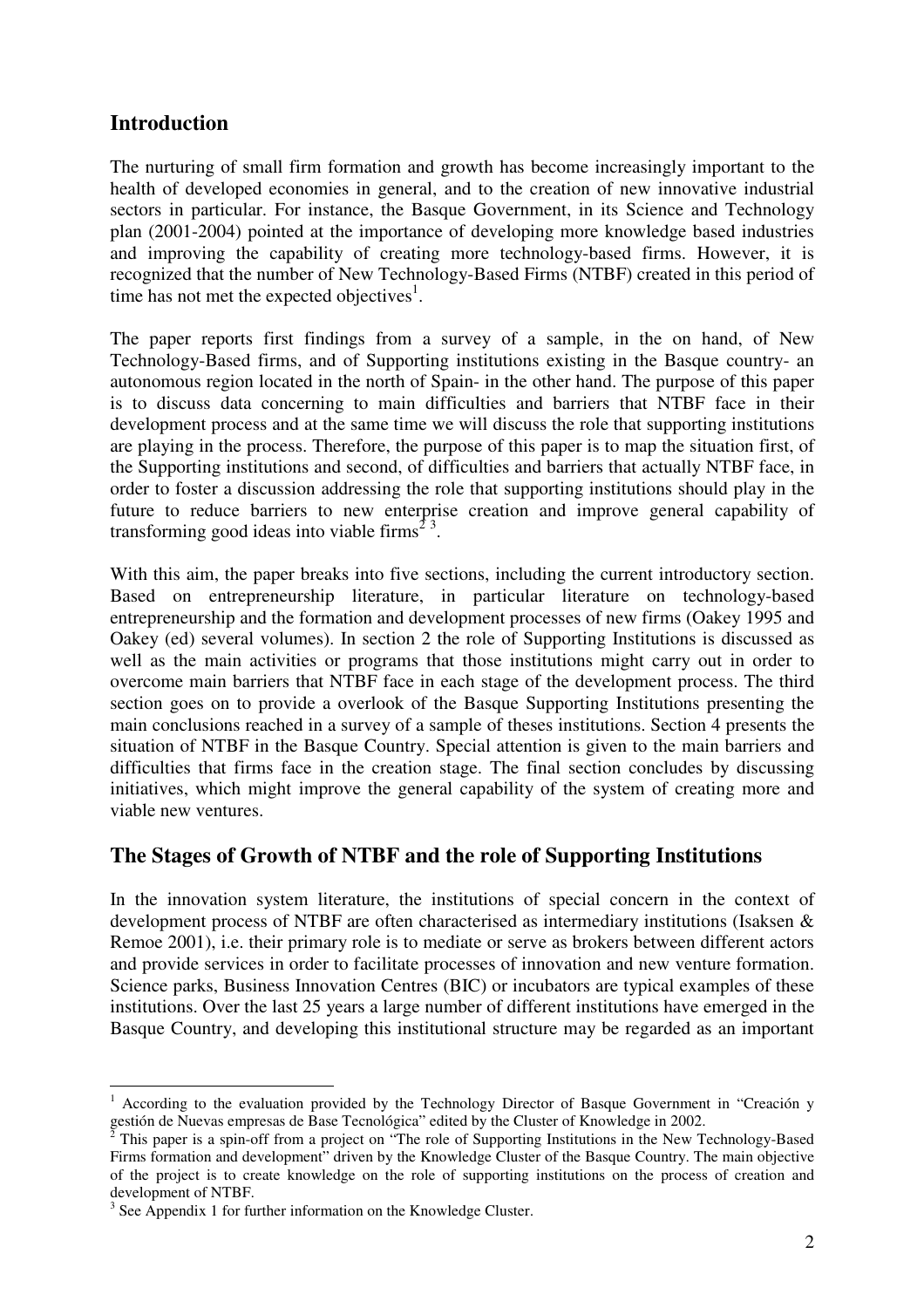## Introduction

The nurturing of small firm formation and growth has become increasingly important to the health of developed economies in general, and to the creation of new innovative industrial sectors in particular. For instance, the Basque Government, in its Science and Technology plan (2001-2004) pointed at the importance of developing more knowledge based industries and improving the capability of creating more technology-based firms. However, it is recognized that the number of New Technology-Based Firms (NTBF) created in this period of time has not met the expected objectives[1].

The paper reports first findings from a survey of a sample, in the on hand, of New Technology-Based firms, and of Supporting institutions existing in the Basque country- an autonomous region located in the north of Spain- in the other hand. The purpose of this paper is to discuss data concerning to main difficulties and barriers that NTBF face in their development process and at the same time we will discuss the role that supporting institutions are playing in the process. Therefore, the purpose of this paper is to map the situation first, of the Supporting institutions and second, of difficulties and barriers that actually NTBF face, in order to foster a discussion addressing the role that supporting institutions should play in the future to reduce barriers to new enterprise creation and improve general capability of transforming good ideas into viable firms[2 3].

With this aim, the paper breaks into five sections, including the current introductory section. Based on entrepreneurship literature, in particular literature on technology-based entrepreneurship and the formation and development processes of new firms (Oakey 1995 and Oakey (ed) several volumes). In section 2 the role of Supporting Institutions is discussed as well as the main activities or programs that those institutions might carry out in order to overcome main barriers that NTBF face in each stage of the development process. The third section goes on to provide a overlook of the Basque Supporting Institutions presenting the main conclusions reached in a survey of a sample of theses institutions. Section 4 presents the situation of NTBF in the Basque Country. Special attention is given to the main barriers and difficulties that firms face in the creation stage. The final section concludes by discussing initiatives, which might improve the general capability of the system of creating more and viable new ventures.

## The Stages of Growth of NTBF and the role of Supporting Institutions

In the innovation system literature, the institutions of special concern in the context of development process of NTBF are often characterised as intermediary institutions (Isaksen & Remoe 2001), i.e. their primary role is to mediate or serve as brokers between different actors and provide services in order to facilitate processes of innovation and new venture formation. Science parks, Business Innovation Centres (BIC) or incubators are typical examples of these institutions. Over the last 25 years a large number of different institutions have emerged in the Basque Country, and developing this institutional structure may be regarded as an important

[1] According to the evaluation provided by the Technology Director of Basque Government in "Creación y gestión de Nuevas empresas de Base Tecnológica" edited by the Cluster of Knowledge in 2002.

[2] This paper is a spin-off from a project on "The role of Supporting Institutions in the New Technology-Based Firms formation and development" driven by the Knowledge Cluster of the Basque Country. The main objective of the project is to create knowledge on the role of supporting institutions on the process of creation and development of NTBF.

[3] See Appendix 1 for further information on the Knowledge Cluster.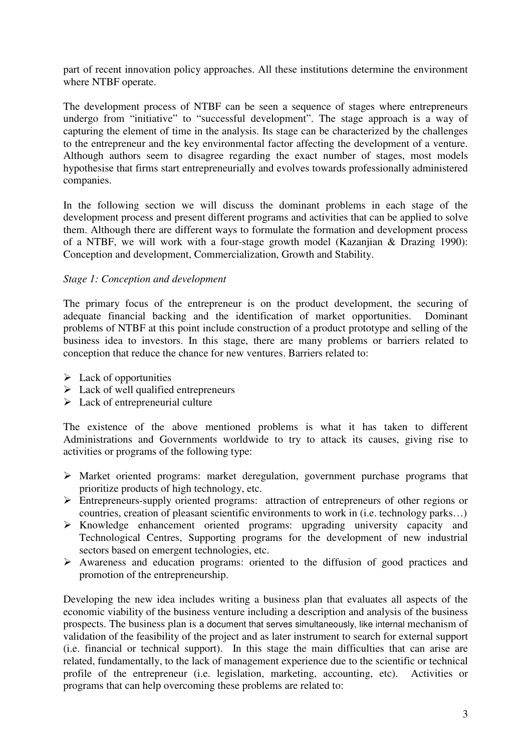part of recent innovation policy approaches. All these institutions determine the environment where NTBF operate.

The development process of NTBF can be seen a sequence of stages where entrepreneurs undergo from "initiative" to "successful development". The stage approach is a way of capturing the element of time in the analysis. Its stage can be characterized by the challenges to the entrepreneur and the key environmental factor affecting the development of a venture. Although authors seem to disagree regarding the exact number of stages, most models hypothesise that firms start entrepreneurially and evolves towards professionally administered companies.

In the following section we will discuss the dominant problems in each stage of the development process and present different programs and activities that can be applied to solve them. Although there are different ways to formulate the formation and development process of a NTBF, we will work with a four-stage growth model (Kazanjian & Drazing 1990): Conception and development, Commercialization, Growth and Stability.

*Stage 1: Conception and development*

The primary focus of the entrepreneur is on the product development, the securing of adequate financial backing and the identification of market opportunities. Dominant problems of NTBF at this point include construction of a product prototype and selling of the business idea to investors. In this stage, there are many problems or barriers related to conception that reduce the chance for new ventures. Barriers related to:

- Lack of opportunities
- Lack of well qualified entrepreneurs
- Lack of entrepreneurial culture

The existence of the above mentioned problems is what it has taken to different Administrations and Governments worldwide to try to attack its causes, giving rise to activities or programs of the following type:

- Market oriented programs: market deregulation, government purchase programs that prioritize products of high technology, etc.
- Entrepreneurs-supply oriented programs: attraction of entrepreneurs of other regions or countries, creation of pleasant scientific environments to work in (i.e. technology parks…)
- Knowledge enhancement oriented programs: upgrading university capacity and Technological Centres, Supporting programs for the development of new industrial sectors based on emergent technologies, etc.
- Awareness and education programs: oriented to the diffusion of good practices and promotion of the entrepreneurship.

Developing the new idea includes writing a business plan that evaluates all aspects of the economic viability of the business venture including a description and analysis of the business prospects. The business plan is a document that serves simultaneously, like internal mechanism of validation of the feasibility of the project and as later instrument to search for external support (i.e. financial or technical support). In this stage the main difficulties that can arise are related, fundamentally, to the lack of management experience due to the scientific or technical profile of the entrepreneur (i.e. legislation, marketing, accounting, etc). Activities or programs that can help overcoming these problems are related to: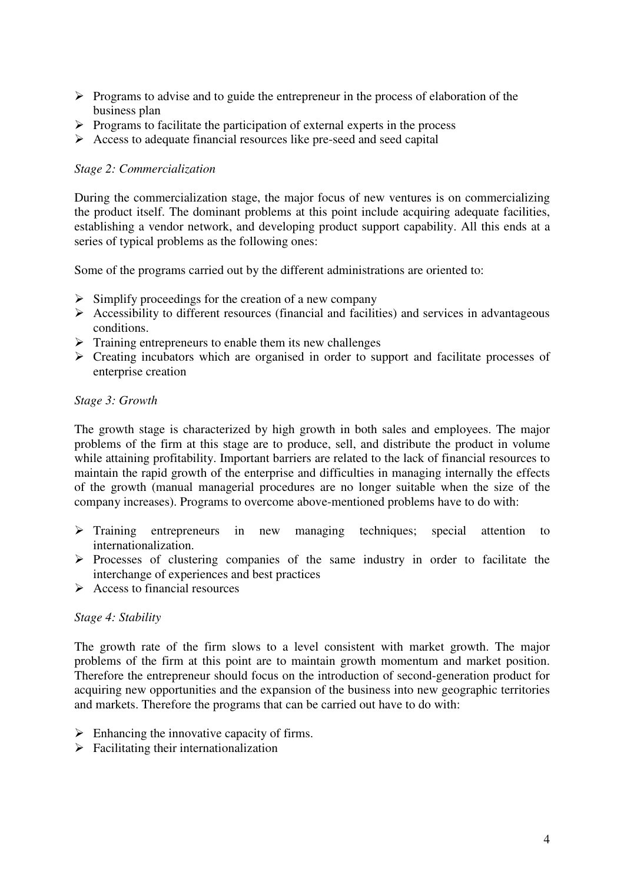- Programs to advise and to guide the entrepreneur in the process of elaboration of the business plan
- Programs to facilitate the participation of external experts in the process
- Access to adequate financial resources like pre-seed and seed capital

*Stage 2: Commercialization*

During the commercialization stage, the major focus of new ventures is on commercializing the product itself. The dominant problems at this point include acquiring adequate facilities, establishing a vendor network, and developing product support capability. All this ends at a series of typical problems as the following ones:

Some of the programs carried out by the different administrations are oriented to:

- Simplify proceedings for the creation of a new company
- Accessibility to different resources (financial and facilities) and services in advantageous conditions.
- Training entrepreneurs to enable them its new challenges
- Creating incubators which are organised in order to support and facilitate processes of enterprise creation

*Stage 3: Growth*

The growth stage is characterized by high growth in both sales and employees. The major problems of the firm at this stage are to produce, sell, and distribute the product in volume while attaining profitability. Important barriers are related to the lack of financial resources to maintain the rapid growth of the enterprise and difficulties in managing internally the effects of the growth (manual managerial procedures are no longer suitable when the size of the company increases). Programs to overcome above-mentioned problems have to do with:

- Training entrepreneurs in new managing techniques; special attention to internationalization.
- Processes of clustering companies of the same industry in order to facilitate the interchange of experiences and best practices
- Access to financial resources

*Stage 4: Stability*

The growth rate of the firm slows to a level consistent with market growth. The major problems of the firm at this point are to maintain growth momentum and market position. Therefore the entrepreneur should focus on the introduction of second-generation product for acquiring new opportunities and the expansion of the business into new geographic territories and markets. Therefore the programs that can be carried out have to do with:

- Enhancing the innovative capacity of firms.
- Facilitating their internationalization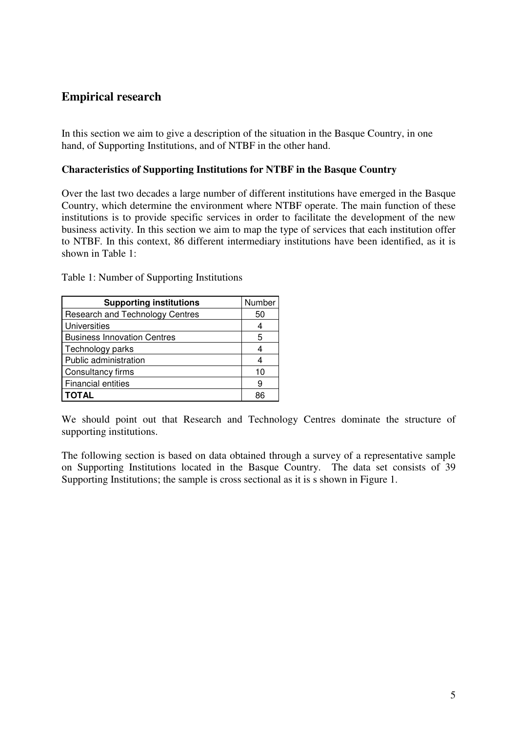## Empirical research

In this section we aim to give a description of the situation in the Basque Country, in one hand, of Supporting Institutions, and of NTBF in the other hand.

**Characteristics of Supporting Institutions for NTBF in the Basque Country**

Over the last two decades a large number of different institutions have emerged in the Basque Country, which determine the environment where NTBF operate. The main function of these institutions is to provide specific services in order to facilitate the development of the new business activity. In this section we aim to map the type of services that each institution offer to NTBF. In this context, 86 different intermediary institutions have been identified, as it is shown in Table 1:

Table 1: Number of Supporting Institutions

| **Supporting institutions** | Number |
|---|---|
| Research and Technology Centres | 50 |
| Universities | 4 |
| Business Innovation Centres | 5 |
| Technology parks | 4 |
| Public administration | 4 |
| Consultancy firms | 10 |
| Financial entities | 9 |
| **TOTAL** | 86 |

We should point out that Research and Technology Centres dominate the structure of supporting institutions.

The following section is based on data obtained through a survey of a representative sample on Supporting Institutions located in the Basque Country. The data set consists of 39 Supporting Institutions; the sample is cross sectional as it is s shown in Figure 1.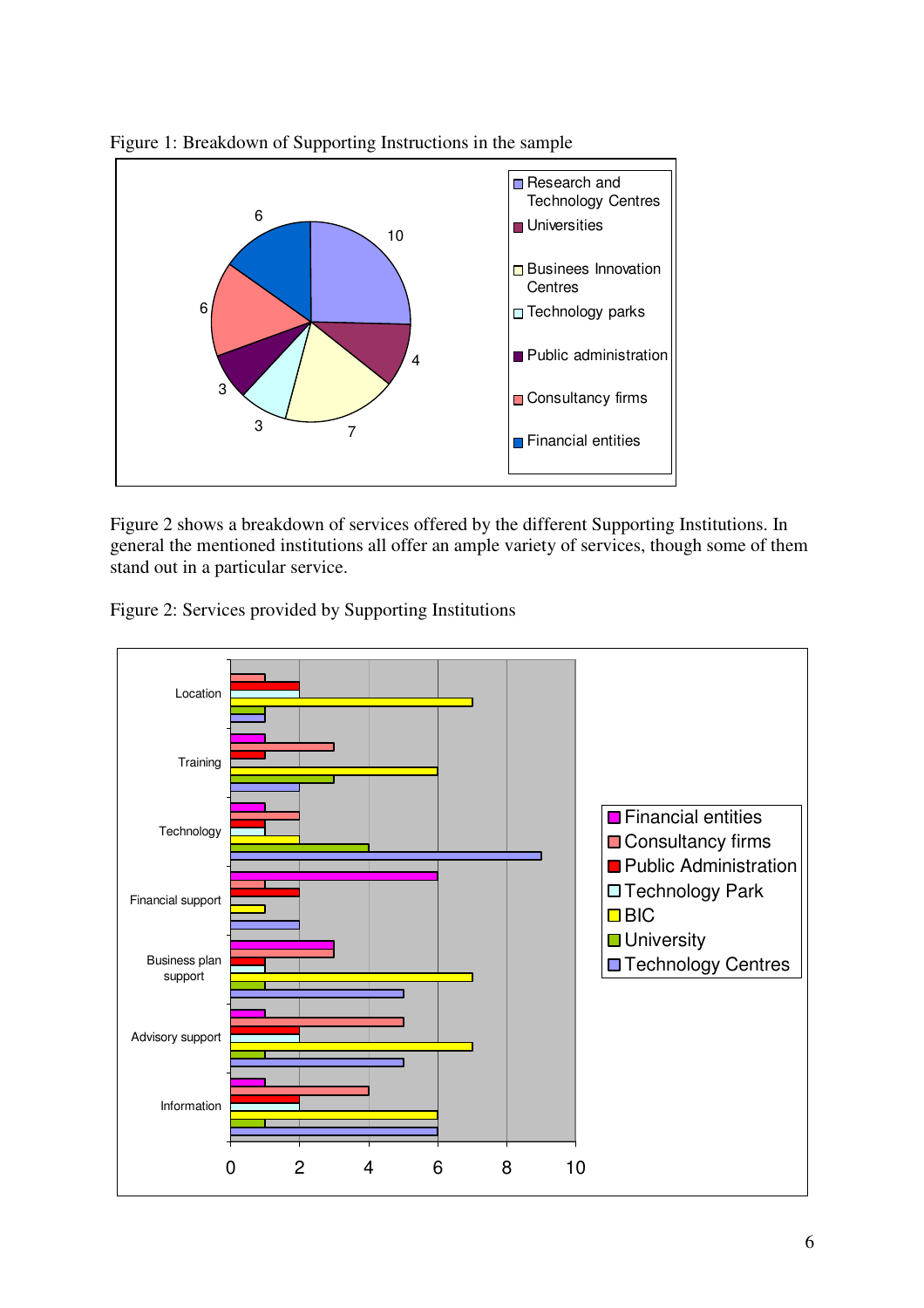Figure 1: Breakdown of Supporting Instructions in the sample

Figure 2 shows a breakdown of services offered by the different Supporting Institutions. In general the mentioned institutions all offer an ample variety of services, though some of them stand out in a particular service.

Figure 2: Services provided by Supporting Institutions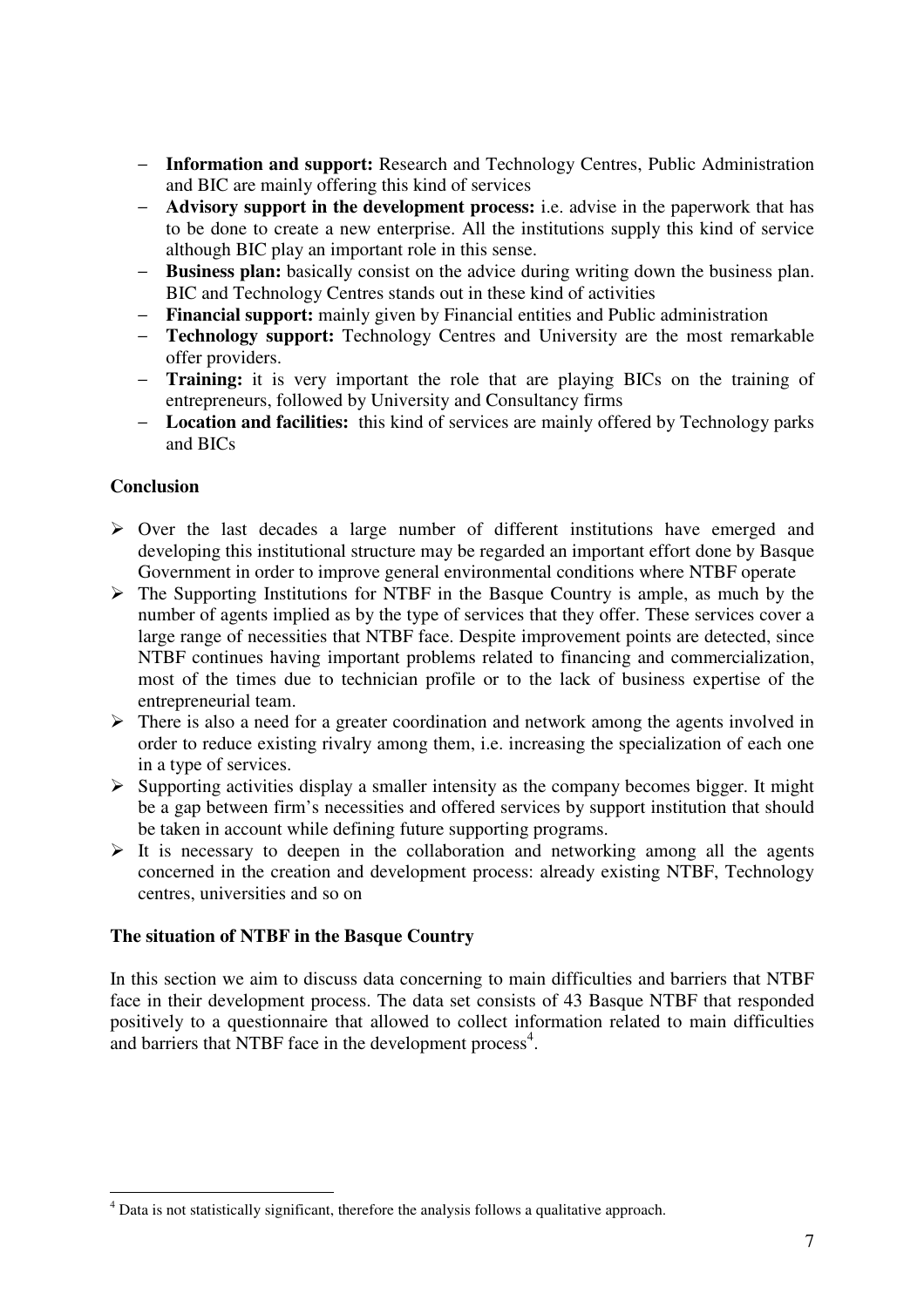- **Information and support:** Research and Technology Centres, Public Administration and BIC are mainly offering this kind of services
- **Advisory support in the development process:** i.e. advise in the paperwork that has to be done to create a new enterprise. All the institutions supply this kind of service although BIC play an important role in this sense.
- **Business plan:** basically consist on the advice during writing down the business plan. BIC and Technology Centres stands out in these kind of activities
- **Financial support:** mainly given by Financial entities and Public administration
- **Technology support:** Technology Centres and University are the most remarkable offer providers.
- **Training:** it is very important the role that are playing BICs on the training of entrepreneurs, followed by University and Consultancy firms
- **Location and facilities:** this kind of services are mainly offered by Technology parks and BICs

**Conclusion**

- Over the last decades a large number of different institutions have emerged and developing this institutional structure may be regarded an important effort done by Basque Government in order to improve general environmental conditions where NTBF operate
- The Supporting Institutions for NTBF in the Basque Country is ample, as much by the number of agents implied as by the type of services that they offer. These services cover a large range of necessities that NTBF face. Despite improvement points are detected, since NTBF continues having important problems related to financing and commercialization, most of the times due to technician profile or to the lack of business expertise of the entrepreneurial team.
- There is also a need for a greater coordination and network among the agents involved in order to reduce existing rivalry among them, i.e. increasing the specialization of each one in a type of services.
- Supporting activities display a smaller intensity as the company becomes bigger. It might be a gap between firm's necessities and offered services by support institution that should be taken in account while defining future supporting programs.
- It is necessary to deepen in the collaboration and networking among all the agents concerned in the creation and development process: already existing NTBF, Technology centres, universities and so on

**The situation of NTBF in the Basque Country**

In this section we aim to discuss data concerning to main difficulties and barriers that NTBF face in their development process. The data set consists of 43 Basque NTBF that responded positively to a questionnaire that allowed to collect information related to main difficulties and barriers that NTBF face in the development process[4].

[4] Data is not statistically significant, therefore the analysis follows a qualitative approach.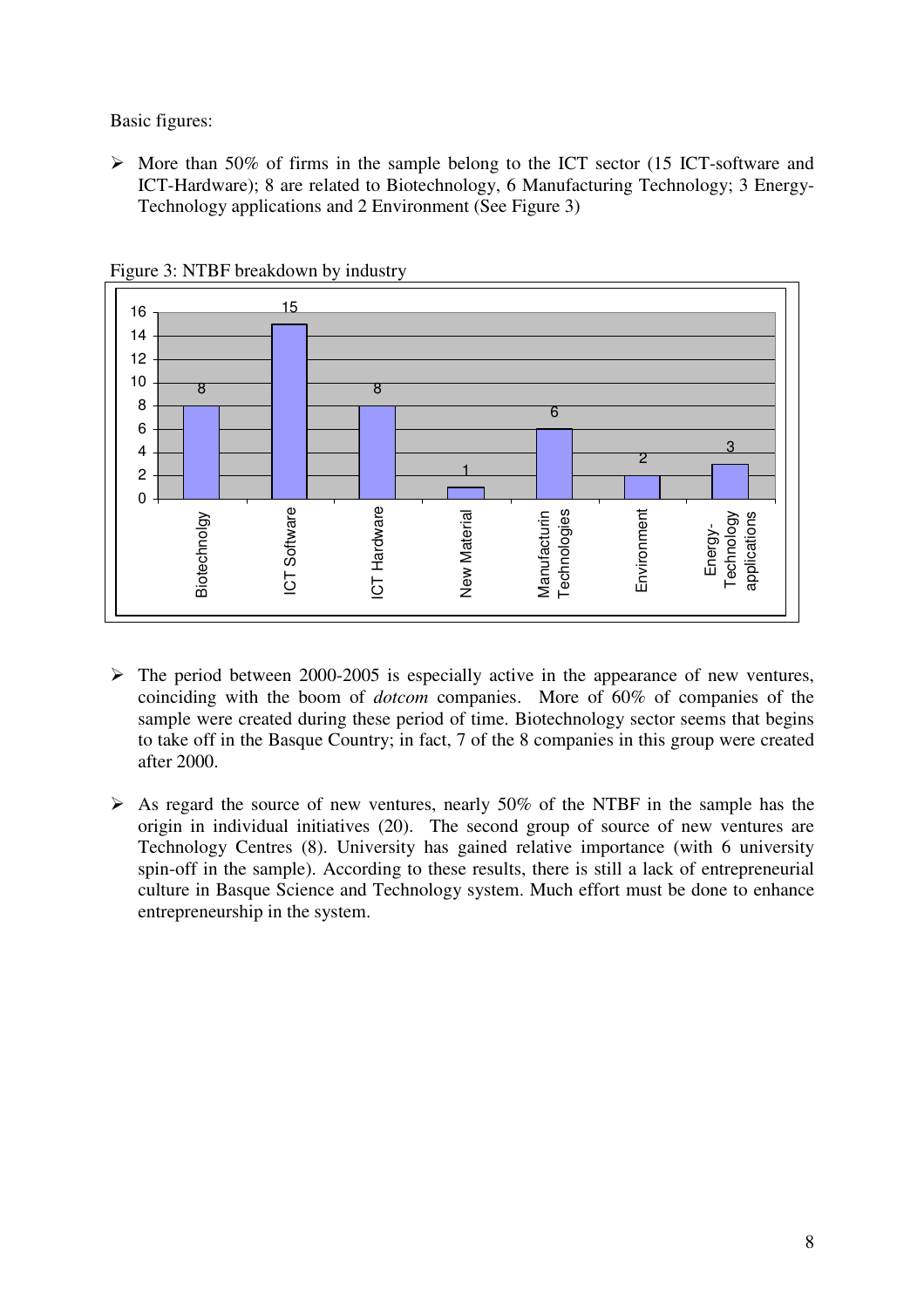Basic figures:

- More than 50% of firms in the sample belong to the ICT sector (15 ICT-software and ICT-Hardware); 8 are related to Biotechnology, 6 Manufacturing Technology; 3 Energy-Technology applications and 2 Environment (See Figure 3)

Figure 3: NTBF breakdown by industry

| Industry | Number of firms |
|---|---|
| Biotechnology | 8 |
| ICT Software | 15 |
| ICT Hardware | 8 |
| New Material | 1 |
| Manufacturin Technologies | 6 |
| Environment | 2 |
| Energy-Technology applications | 3 |

- The period between 2000-2005 is especially active in the appearance of new ventures, coinciding with the boom of *dotcom* companies. More of 60% of companies of the sample were created during these period of time. Biotechnology sector seems that begins to take off in the Basque Country; in fact, 7 of the 8 companies in this group were created after 2000.

- As regard the source of new ventures, nearly 50% of the NTBF in the sample has the origin in individual initiatives (20). The second group of source of new ventures are Technology Centres (8). University has gained relative importance (with 6 university spin-off in the sample). According to these results, there is still a lack of entrepreneurial culture in Basque Science and Technology system. Much effort must be done to enhance entrepreneurship in the system.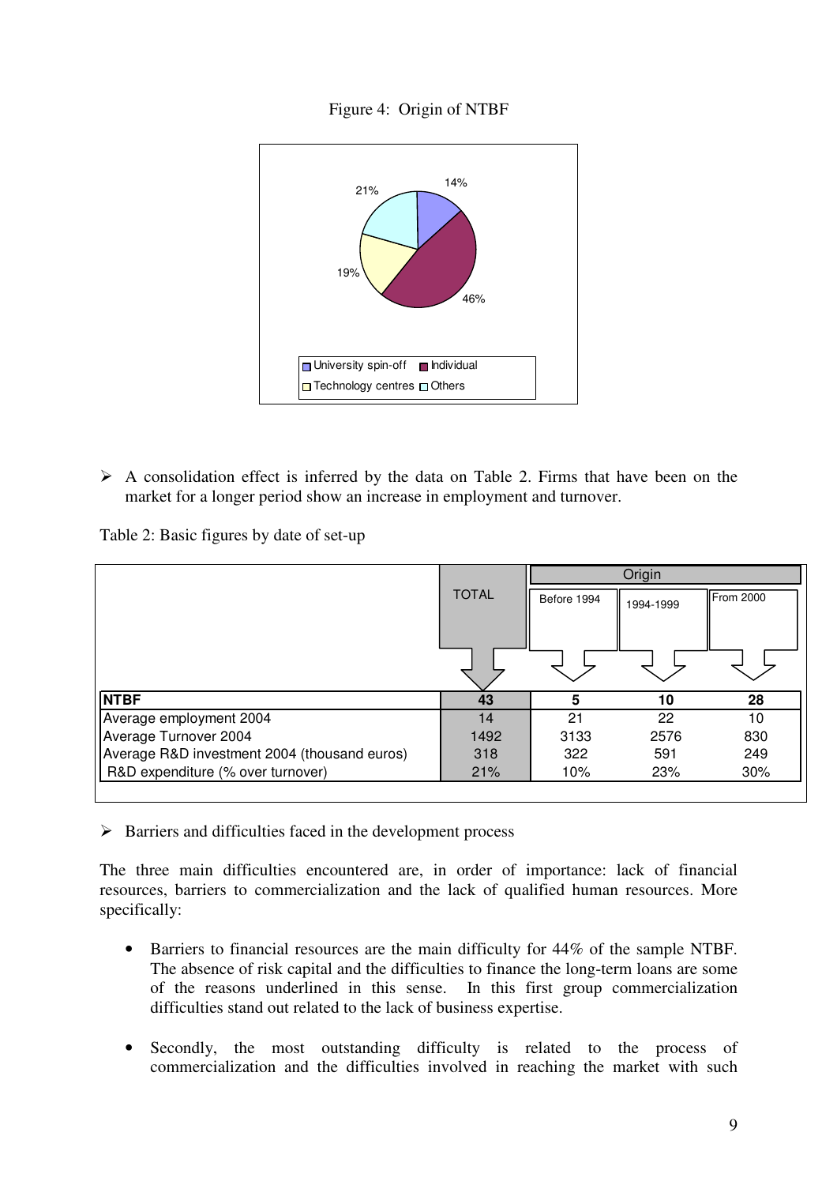Figure 4: Origin of NTBF

- A consolidation effect is inferred by the data on Table 2. Firms that have been on the market for a longer period show an increase in employment and turnover.

Table 2: Basic figures by date of set-up

| | TOTAL | Origin | | |
|---|---|---|---|---|
| | | Before 1994 | 1994-1999 | From 2000 |
| **NTBF** | **43** | **5** | **10** | **28** |
| Average employment 2004 | 14 | 21 | 22 | 10 |
| Average Turnover 2004 | 1492 | 3133 | 2576 | 830 |
| Average R&D investment 2004 (thousand euros) | 318 | 322 | 591 | 249 |
| R&D expenditure (% over turnover) | 21% | 10% | 23% | 30% |

- Barriers and difficulties faced in the development process

The three main difficulties encountered are, in order of importance: lack of financial resources, barriers to commercialization and the lack of qualified human resources. More specifically:

- Barriers to financial resources are the main difficulty for 44% of the sample NTBF. The absence of risk capital and the difficulties to finance the long-term loans are some of the reasons underlined in this sense. In this first group commercialization difficulties stand out related to the lack of business expertise.

- Secondly, the most outstanding difficulty is related to the process of commercialization and the difficulties involved in reaching the market with such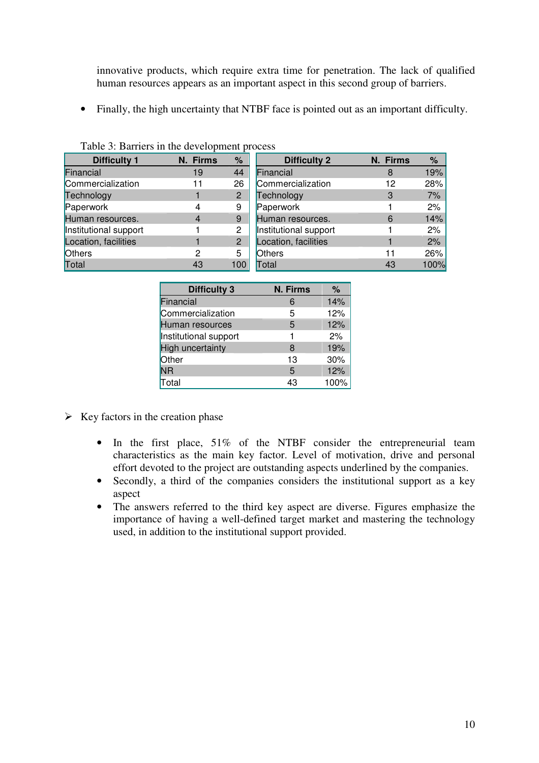innovative products, which require extra time for penetration. The lack of qualified human resources appears as an important aspect in this second group of barriers.

- Finally, the high uncertainty that NTBF face is pointed out as an important difficulty.

Table 3: Barriers in the development process

| Difficulty 1 | N. Firms | % |
|---|---|---|
| Financial | 19 | 44 |
| Commercialization | 11 | 26 |
| Technology | 1 | 2 |
| Paperwork | 4 | 9 |
| Human resources. | 4 | 9 |
| Institutional support | 1 | 2 |
| Location, facilities | 1 | 2 |
| Others | 2 | 5 |
| Total | 43 | 100 |

| Difficulty 2 | N. Firms | % |
|---|---|---|
| Financial | 8 | 19% |
| Commercialization | 12 | 28% |
| Technology | 3 | 7% |
| Paperwork | 1 | 2% |
| Human resources. | 6 | 14% |
| Institutional support | 1 | 2% |
| Location, facilities | 1 | 2% |
| Others | 11 | 26% |
| Total | 43 | 100% |

| Difficulty 3 | N. Firms | % |
|---|---|---|
| Financial | 6 | 14% |
| Commercialization | 5 | 12% |
| Human resources | 5 | 12% |
| Institutional support | 1 | 2% |
| High uncertainty | 8 | 19% |
| Other | 13 | 30% |
| NR | 5 | 12% |
| Total | 43 | 100% |

➢ Key factors in the creation phase

- In the first place, 51% of the NTBF consider the entrepreneurial team characteristics as the main key factor. Level of motivation, drive and personal effort devoted to the project are outstanding aspects underlined by the companies.
- Secondly, a third of the companies considers the institutional support as a key aspect
- The answers referred to the third key aspect are diverse. Figures emphasize the importance of having a well-defined target market and mastering the technology used, in addition to the institutional support provided.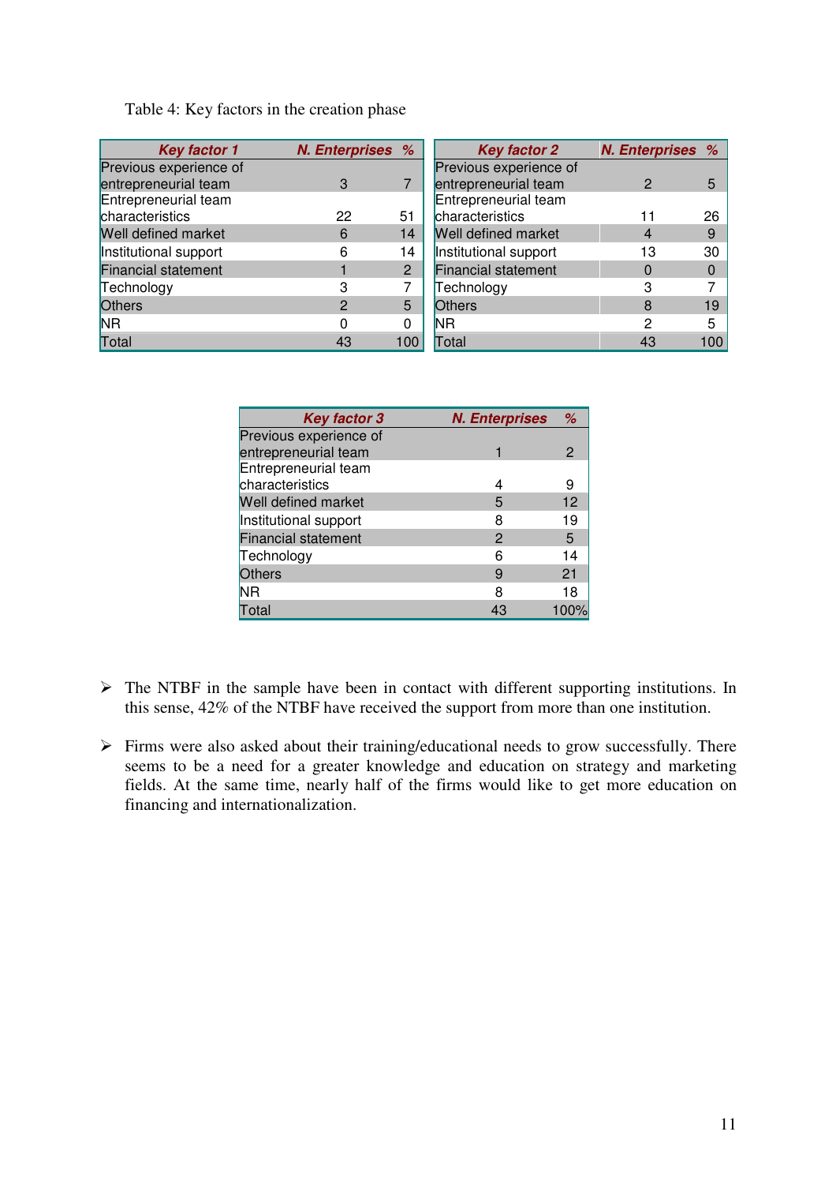Table 4: Key factors in the creation phase

| Key factor 1 | N. Enterprises | % |
|---|---|---|
| Previous experience of entrepreneurial team | 3 | 7 |
| Entrepreneurial team characteristics | 22 | 51 |
| Well defined market | 6 | 14 |
| Institutional support | 6 | 14 |
| Financial statement | 1 | 2 |
| Technology | 3 | 7 |
| Others | 2 | 5 |
| NR | 0 | 0 |
| Total | 43 | 100 |

| Key factor 2 | N. Enterprises | % |
|---|---|---|
| Previous experience of entrepreneurial team | 2 | 5 |
| Entrepreneurial team characteristics | 11 | 26 |
| Well defined market | 4 | 9 |
| Institutional support | 13 | 30 |
| Financial statement | 0 | 0 |
| Technology | 3 | 7 |
| Others | 8 | 19 |
| NR | 2 | 5 |
| Total | 43 | 100 |

| Key factor 3 | N. Enterprises | % |
|---|---|---|
| Previous experience of entrepreneurial team | 1 | 2 |
| Entrepreneurial team characteristics | 4 | 9 |
| Well defined market | 5 | 12 |
| Institutional support | 8 | 19 |
| Financial statement | 2 | 5 |
| Technology | 6 | 14 |
| Others | 9 | 21 |
| NR | 8 | 18 |
| Total | 43 | 100% |

- The NTBF in the sample have been in contact with different supporting institutions. In this sense, 42% of the NTBF have received the support from more than one institution.

- Firms were also asked about their training/educational needs to grow successfully. There seems to be a need for a greater knowledge and education on strategy and marketing fields. At the same time, nearly half of the firms would like to get more education on financing and internationalization.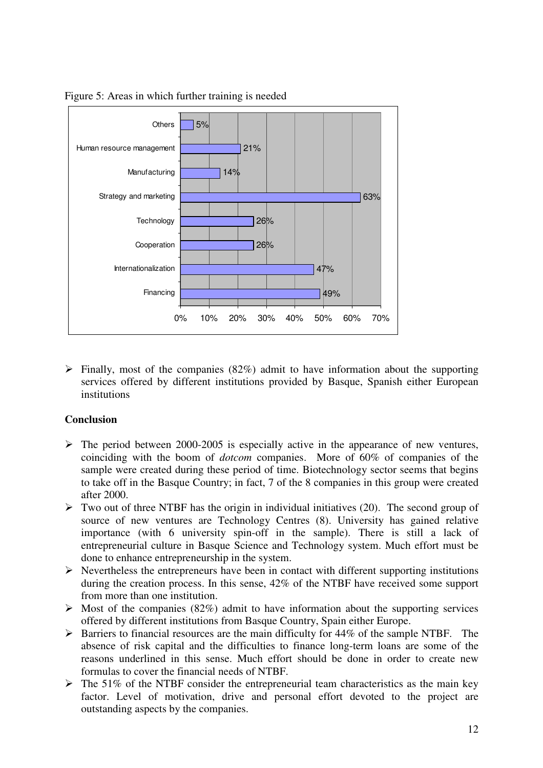Figure 5: Areas in which further training is needed

| Area | % |
|---|---|
| Others | 5% |
| Human resource management | 21% |
| Manufacturing | 14% |
| Strategy and marketing | 63% |
| Technology | 26% |
| Cooperation | 26% |
| Internationalization | 47% |
| Financing | 49% |

- Finally, most of the companies (82%) admit to have information about the supporting services offered by different institutions provided by Basque, Spanish either European institutions

**Conclusion**

- The period between 2000-2005 is especially active in the appearance of new ventures, coinciding with the boom of *dotcom* companies. More of 60% of companies of the sample were created during these period of time. Biotechnology sector seems that begins to take off in the Basque Country; in fact, 7 of the 8 companies in this group were created after 2000.
- Two out of three NTBF has the origin in individual initiatives (20). The second group of source of new ventures are Technology Centres (8). University has gained relative importance (with 6 university spin-off in the sample). There is still a lack of entrepreneurial culture in Basque Science and Technology system. Much effort must be done to enhance entrepreneurship in the system.
- Nevertheless the entrepreneurs have been in contact with different supporting institutions during the creation process. In this sense, 42% of the NTBF have received some support from more than one institution.
- Most of the companies (82%) admit to have information about the supporting services offered by different institutions from Basque Country, Spain either Europe.
- Barriers to financial resources are the main difficulty for 44% of the sample NTBF. The absence of risk capital and the difficulties to finance long-term loans are some of the reasons underlined in this sense. Much effort should be done in order to create new formulas to cover the financial needs of NTBF.
- The 51% of the NTBF consider the entrepreneurial team characteristics as the main key factor. Level of motivation, drive and personal effort devoted to the project are outstanding aspects by the companies.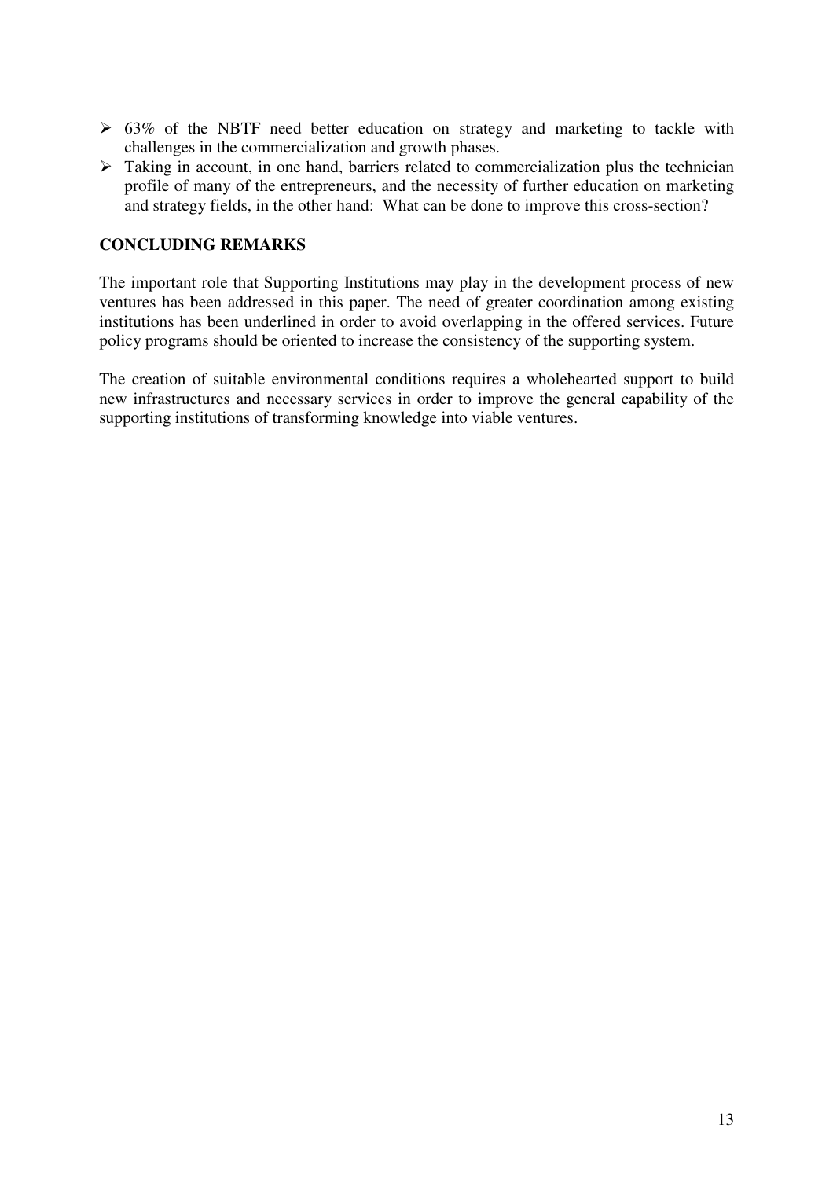- 63% of the NBTF need better education on strategy and marketing to tackle with challenges in the commercialization and growth phases.
- Taking in account, in one hand, barriers related to commercialization plus the technician profile of many of the entrepreneurs, and the necessity of further education on marketing and strategy fields, in the other hand: What can be done to improve this cross-section?

## CONCLUDING REMARKS

The important role that Supporting Institutions may play in the development process of new ventures has been addressed in this paper. The need of greater coordination among existing institutions has been underlined in order to avoid overlapping in the offered services. Future policy programs should be oriented to increase the consistency of the supporting system.

The creation of suitable environmental conditions requires a wholehearted support to build new infrastructures and necessary services in order to improve the general capability of the supporting institutions of transforming knowledge into viable ventures.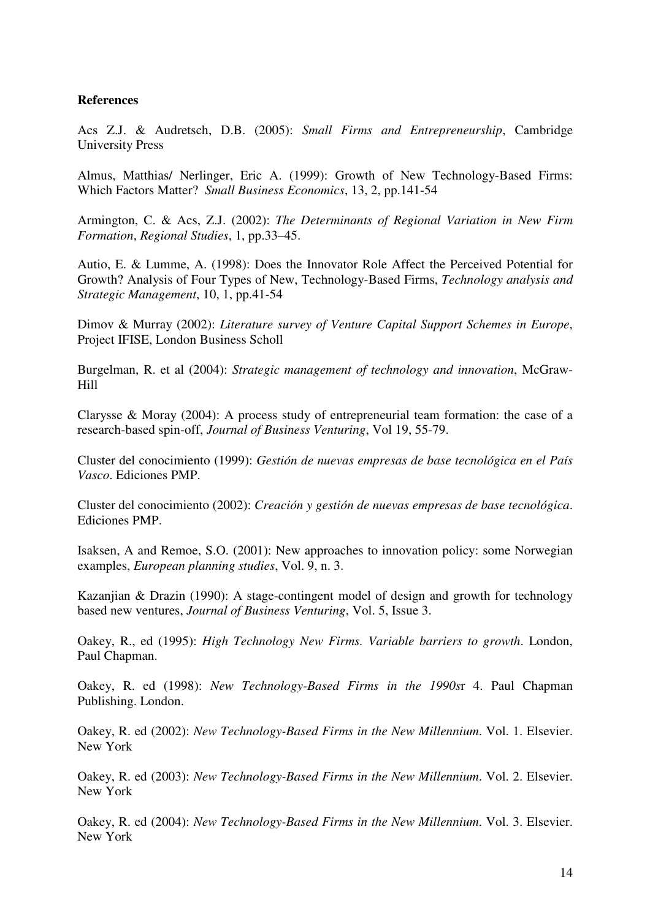**References**

Acs Z.J. & Audretsch, D.B. (2005): *Small Firms and Entrepreneurship*, Cambridge University Press

Almus, Matthias/ Nerlinger, Eric A. (1999): Growth of New Technology-Based Firms: Which Factors Matter? *Small Business Economics*, 13, 2, pp.141-54

Armington, C. & Acs, Z.J. (2002): *The Determinants of Regional Variation in New Firm Formation*, *Regional Studies*, 1, pp.33–45.

Autio, E. & Lumme, A. (1998): Does the Innovator Role Affect the Perceived Potential for Growth? Analysis of Four Types of New, Technology-Based Firms, *Technology analysis and Strategic Management*, 10, 1, pp.41-54

Dimov & Murray (2002): *Literature survey of Venture Capital Support Schemes in Europe*, Project IFISE, London Business Scholl

Burgelman, R. et al (2004): *Strategic management of technology and innovation*, McGraw-Hill

Clarysse & Moray (2004): A process study of entrepreneurial team formation: the case of a research-based spin-off, *Journal of Business Venturing*, Vol 19, 55-79.

Cluster del conocimiento (1999): *Gestión de nuevas empresas de base tecnológica en el País Vasco*. Ediciones PMP.

Cluster del conocimiento (2002): *Creación y gestión de nuevas empresas de base tecnológica*. Ediciones PMP.

Isaksen, A and Remoe, S.O. (2001): New approaches to innovation policy: some Norwegian examples, *European planning studies*, Vol. 9, n. 3.

Kazanjian & Drazin (1990): A stage-contingent model of design and growth for technology based new ventures, *Journal of Business Venturing*, Vol. 5, Issue 3.

Oakey, R., ed (1995): *High Technology New Firms. Variable barriers to growth*. London, Paul Chapman.

Oakey, R. ed (1998): *New Technology-Based Firms in the 1990s*r 4. Paul Chapman Publishing. London.

Oakey, R. ed (2002): *New Technology-Based Firms in the New Millennium*. Vol. 1. Elsevier. New York

Oakey, R. ed (2003): *New Technology-Based Firms in the New Millennium*. Vol. 2. Elsevier. New York

Oakey, R. ed (2004): *New Technology-Based Firms in the New Millennium*. Vol. 3. Elsevier. New York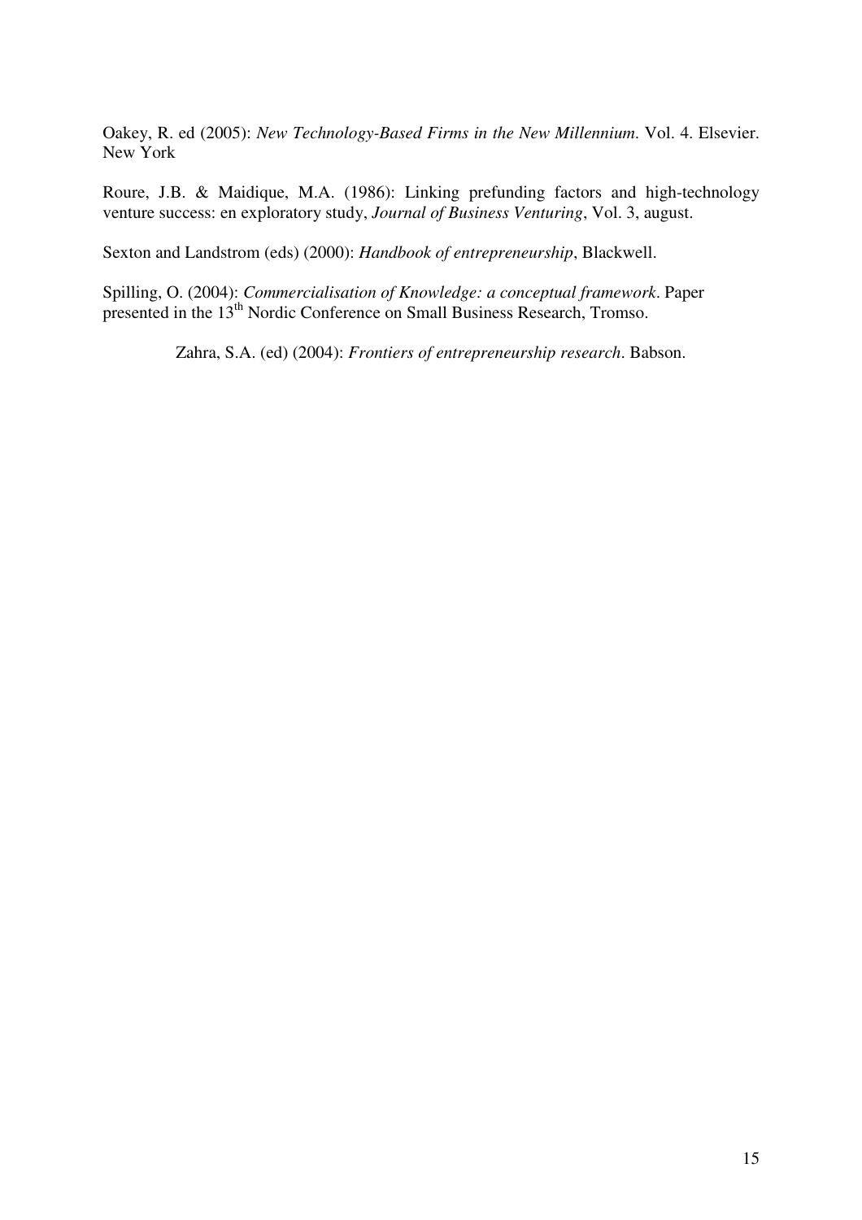Oakey, R. ed (2005): *New Technology-Based Firms in the New Millennium.* Vol. 4. Elsevier. New York

Roure, J.B. & Maidique, M.A. (1986): Linking prefunding factors and high-technology venture success: en exploratory study, *Journal of Business Venturing*, Vol. 3, august.

Sexton and Landstrom (eds) (2000): *Handbook of entrepreneurship*, Blackwell.

Spilling, O. (2004): *Commercialisation of Knowledge: a conceptual framework*. Paper presented in the 13th Nordic Conference on Small Business Research, Tromso.

Zahra, S.A. (ed) (2004): *Frontiers of entrepreneurship research*. Babson.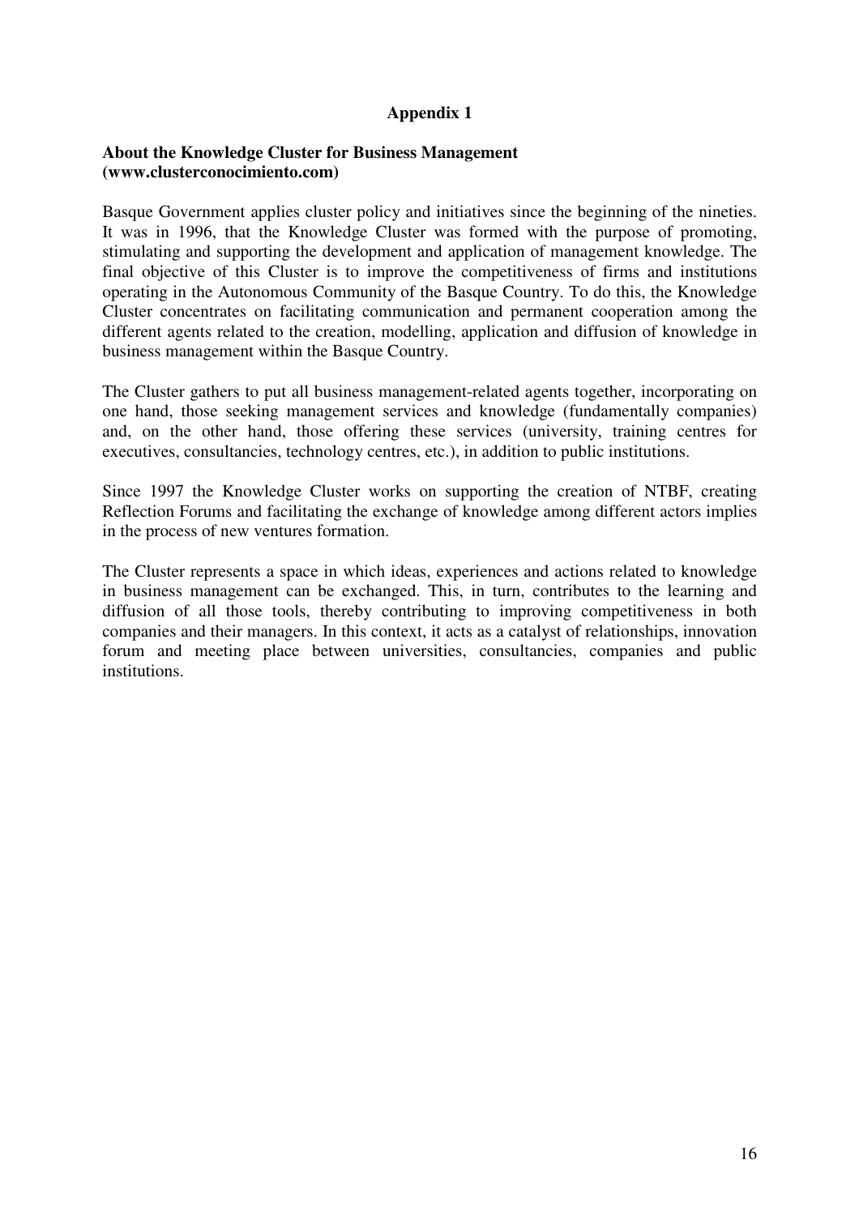## Appendix 1

**About the Knowledge Cluster for Business Management (www.clusterconocimiento.com)**

Basque Government applies cluster policy and initiatives since the beginning of the nineties. It was in 1996, that the Knowledge Cluster was formed with the purpose of promoting, stimulating and supporting the development and application of management knowledge. The final objective of this Cluster is to improve the competitiveness of firms and institutions operating in the Autonomous Community of the Basque Country. To do this, the Knowledge Cluster concentrates on facilitating communication and permanent cooperation among the different agents related to the creation, modelling, application and diffusion of knowledge in business management within the Basque Country.

The Cluster gathers to put all business management-related agents together, incorporating on one hand, those seeking management services and knowledge (fundamentally companies) and, on the other hand, those offering these services (university, training centres for executives, consultancies, technology centres, etc.), in addition to public institutions.

Since 1997 the Knowledge Cluster works on supporting the creation of NTBF, creating Reflection Forums and facilitating the exchange of knowledge among different actors implies in the process of new ventures formation.

The Cluster represents a space in which ideas, experiences and actions related to knowledge in business management can be exchanged. This, in turn, contributes to the learning and diffusion of all those tools, thereby contributing to improving competitiveness in both companies and their managers. In this context, it acts as a catalyst of relationships, innovation forum and meeting place between universities, consultancies, companies and public institutions.